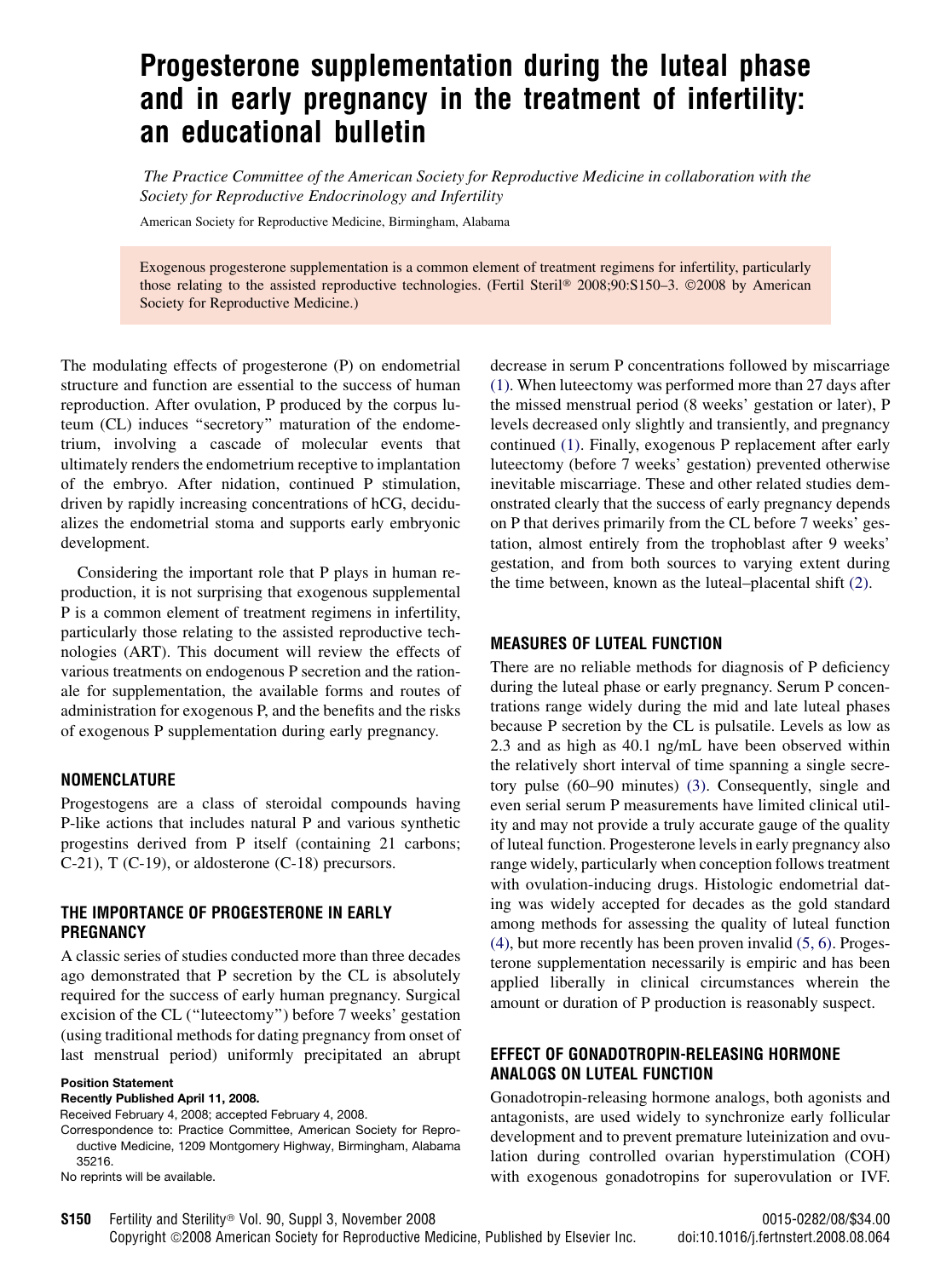# Progesterone supplementation during the luteal phase and in early pregnancy in the treatment of infertility: an educational bulletin

*The Practice Committee of the American Society for Reproductive Medicine in collaboration with the Society for Reproductive Endocrinology and Infertility*

American Society for Reproductive Medicine, Birmingham, Alabama

Exogenous progesterone supplementation is a common element of treatment regimens for infertility, particularly those relating to the assisted reproductive technologies. (Fertil Steril® 2008;90:S150–3. ©2008 by American Society for Reproductive Medicine.)

The modulating effects of progesterone (P) on endometrial structure and function are essential to the success of human reproduction. After ovulation, P produced by the corpus luteum (CL) induces "secretory" maturation of the endometrium, involving a cascade of molecular events that ultimately renders the endometrium receptive to implantation of the embryo. After nidation, continued P stimulation, driven by rapidly increasing concentrations of hCG, decidualizes the endometrial stoma and supports early embryonic development.

Considering the important role that P plays in human reproduction, it is not surprising that exogenous supplemental P is a common element of treatment regimens in infertility, particularly those relating to the assisted reproductive technologies (ART). This document will review the effects of various treatments on endogenous P secretion and the rationale for supplementation, the available forms and routes of administration for exogenous P, and the benefits and the risks of exogenous P supplementation during early pregnancy.

## NOMENCLATURE

Progestogens are a class of steroidal compounds having P-like actions that includes natural P and various synthetic progestins derived from P itself (containing 21 carbons; C-21), T (C-19), or aldosterone (C-18) precursors.

## THE IMPORTANCE OF PROGESTERONE IN EARLY PREGNANCY

A classic series of studies conducted more than three decades ago demonstrated that P secretion by the CL is absolutely required for the success of early human pregnancy. Surgical excision of the CL ("luteectomy") before 7 weeks' gestation (using traditional methods for dating pregnancy from onset of last menstrual period) uniformly precipitated an abrupt decrease in serum P concentrations followed by miscarriage (1). When luteectomy was performed more than 27 days after the missed menstrual period (8 weeks' gestation or later), P levels decreased only slightly and transiently, and pregnancy continued (1). Finally, exogenous P replacement after early luteectomy (before 7 weeks' gestation) prevented otherwise inevitable miscarriage. These and other related studies demonstrated clearly that the success of early pregnancy depends on P that derives primarily from the CL before 7 weeks' gestation, almost entirely from the trophoblast after 9 weeks' gestation, and from both sources to varying extent during the time between, known as the luteal–placental shift (2).

## MEASURES OF LUTEAL FUNCTION

There are no reliable methods for diagnosis of P deficiency during the luteal phase or early pregnancy. Serum P concentrations range widely during the mid and late luteal phases because P secretion by the CL is pulsatile. Levels as low as 2.3 and as high as 40.1 ng/mL have been observed within the relatively short interval of time spanning a single secretory pulse (60–90 minutes) (3). Consequently, single and even serial serum P measurements have limited clinical utility and may not provide a truly accurate gauge of the quality of luteal function. Progesterone levels in early pregnancy also range widely, particularly when conception follows treatment with ovulation-inducing drugs. Histologic endometrial dating was widely accepted for decades as the gold standard among methods for assessing the quality of luteal function (4), but more recently has been proven invalid (5, 6). Progesterone supplementation necessarily is empiric and has been applied liberally in clinical circumstances wherein the amount or duration of P production is reasonably suspect.

## EFFECT OF GONADOTROPIN-RELEASING HORMONE ANALOGS ON LUTEAL FUNCTION

Gonadotropin-releasing hormone analogs, both agonists and antagonists, are used widely to synchronize early follicular development and to prevent premature luteinization and ovulation during controlled ovarian hyperstimulation (COH) with exogenous gonadotropins for superovulation or IVF.

**Position Statement**
**Recently Published April 11, 2008.**
Received February 4, 2008; accepted February 4, 2008.
Correspondence to: Practice Committee, American Society for Reproductive Medicine, 1209 Montgomery Highway, Birmingham, Alabama 35216.
No reprints will be available.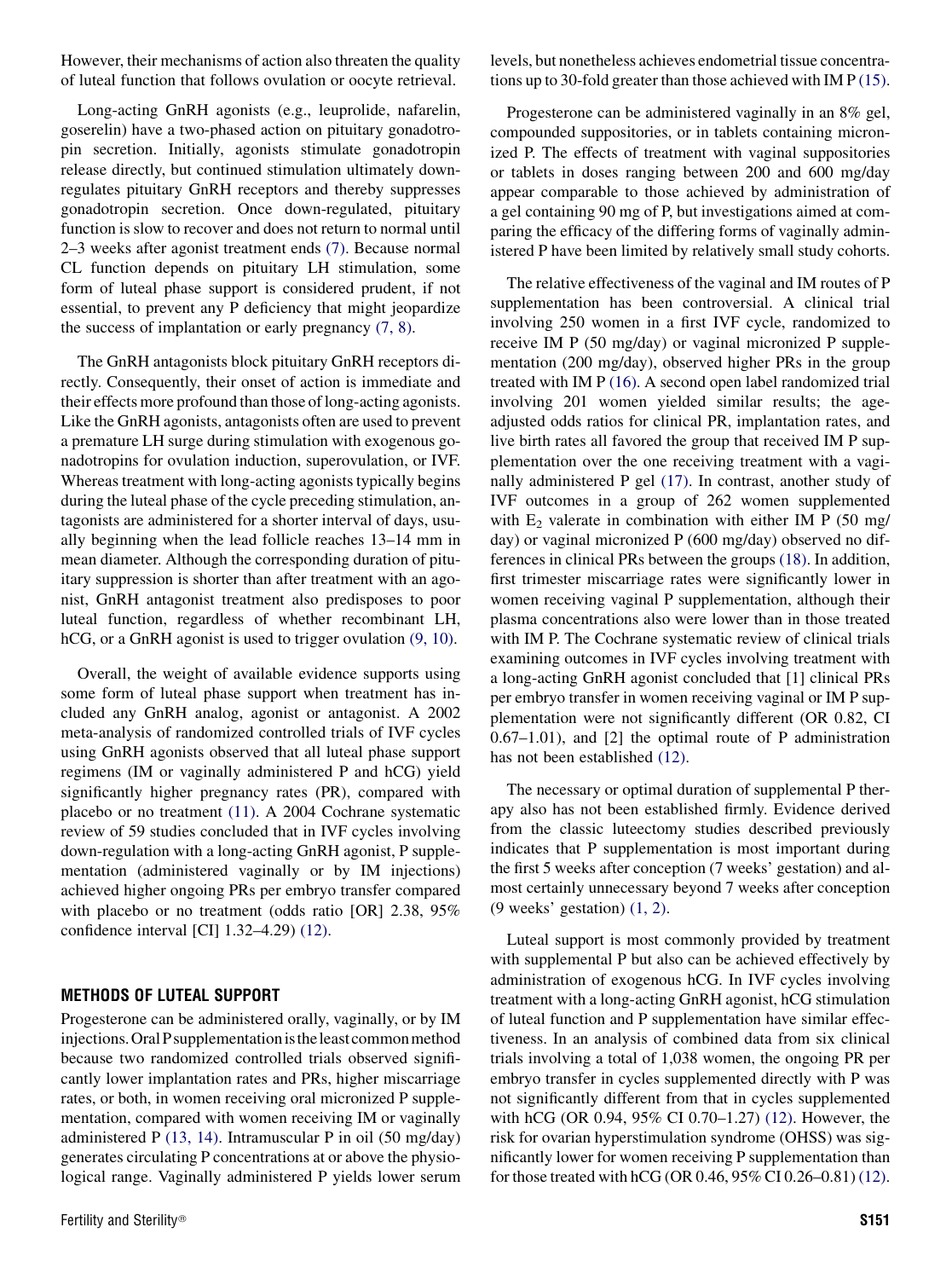However, their mechanisms of action also threaten the quality of luteal function that follows ovulation or oocyte retrieval.

Long-acting GnRH agonists (e.g., leuprolide, nafarelin, goserelin) have a two-phased action on pituitary gonadotropin secretion. Initially, agonists stimulate gonadotropin release directly, but continued stimulation ultimately down-regulates pituitary GnRH receptors and thereby suppresses gonadotropin secretion. Once down-regulated, pituitary function is slow to recover and does not return to normal until 2–3 weeks after agonist treatment ends (7). Because normal CL function depends on pituitary LH stimulation, some form of luteal phase support is considered prudent, if not essential, to prevent any P deficiency that might jeopardize the success of implantation or early pregnancy (7, 8).

The GnRH antagonists block pituitary GnRH receptors directly. Consequently, their onset of action is immediate and their effects more profound than those of long-acting agonists. Like the GnRH agonists, antagonists often are used to prevent a premature LH surge during stimulation with exogenous gonadotropins for ovulation induction, superovulation, or IVF. Whereas treatment with long-acting agonists typically begins during the luteal phase of the cycle preceding stimulation, antagonists are administered for a shorter interval of days, usually beginning when the lead follicle reaches 13–14 mm in mean diameter. Although the corresponding duration of pituitary suppression is shorter than after treatment with an agonist, GnRH antagonist treatment also predisposes to poor luteal function, regardless of whether recombinant LH, hCG, or a GnRH agonist is used to trigger ovulation (9, 10).

Overall, the weight of available evidence supports using some form of luteal phase support when treatment has included any GnRH analog, agonist or antagonist. A 2002 meta-analysis of randomized controlled trials of IVF cycles using GnRH agonists observed that all luteal phase support regimens (IM or vaginally administered P and hCG) yield significantly higher pregnancy rates (PR), compared with placebo or no treatment (11). A 2004 Cochrane systematic review of 59 studies concluded that in IVF cycles involving down-regulation with a long-acting GnRH agonist, P supplementation (administered vaginally or by IM injections) achieved higher ongoing PRs per embryo transfer compared with placebo or no treatment (odds ratio [OR] 2.38, 95% confidence interval [CI] 1.32–4.29) (12).

## METHODS OF LUTEAL SUPPORT

Progesterone can be administered orally, vaginally, or by IM injections. Oral P supplementation is the least common method because two randomized controlled trials observed significantly lower implantation rates and PRs, higher miscarriage rates, or both, in women receiving oral micronized P supplementation, compared with women receiving IM or vaginally administered P (13, 14). Intramuscular P in oil (50 mg/day) generates circulating P concentrations at or above the physiological range. Vaginally administered P yields lower serum levels, but nonetheless achieves endometrial tissue concentrations up to 30-fold greater than those achieved with IM P (15).

Progesterone can be administered vaginally in an 8% gel, compounded suppositories, or in tablets containing micronized P. The effects of treatment with vaginal suppositories or tablets in doses ranging between 200 and 600 mg/day appear comparable to those achieved by administration of a gel containing 90 mg of P, but investigations aimed at comparing the efficacy of the differing forms of vaginally administered P have been limited by relatively small study cohorts.

The relative effectiveness of the vaginal and IM routes of P supplementation has been controversial. A clinical trial involving 250 women in a first IVF cycle, randomized to receive IM P (50 mg/day) or vaginal micronized P supplementation (200 mg/day), observed higher PRs in the group treated with IM P (16). A second open label randomized trial involving 201 women yielded similar results; the age-adjusted odds ratios for clinical PR, implantation rates, and live birth rates all favored the group that received IM P supplementation over the one receiving treatment with a vaginally administered P gel (17). In contrast, another study of IVF outcomes in a group of 262 women supplemented with $E_2$ valerate in combination with either IM P (50 mg/day) or vaginal micronized P (600 mg/day) observed no differences in clinical PRs between the groups (18). In addition, first trimester miscarriage rates were significantly lower in women receiving vaginal P supplementation, although their plasma concentrations also were lower than in those treated with IM P. The Cochrane systematic review of clinical trials examining outcomes in IVF cycles involving treatment with a long-acting GnRH agonist concluded that [1] clinical PRs per embryo transfer in women receiving vaginal or IM P supplementation were not significantly different (OR 0.82, CI 0.67–1.01), and [2] the optimal route of P administration has not been established (12).

The necessary or optimal duration of supplemental P therapy also has not been established firmly. Evidence derived from the classic luteectomy studies described previously indicates that P supplementation is most important during the first 5 weeks after conception (7 weeks' gestation) and almost certainly unnecessary beyond 7 weeks after conception (9 weeks' gestation) (1, 2).

Luteal support is most commonly provided by treatment with supplemental P but also can be achieved effectively by administration of exogenous hCG. In IVF cycles involving treatment with a long-acting GnRH agonist, hCG stimulation of luteal function and P supplementation have similar effectiveness. In an analysis of combined data from six clinical trials involving a total of 1,038 women, the ongoing PR per embryo transfer in cycles supplemented directly with P was not significantly different from that in cycles supplemented with hCG (OR 0.94, 95% CI 0.70–1.27) (12). However, the risk for ovarian hyperstimulation syndrome (OHSS) was significantly lower for women receiving P supplementation than for those treated with hCG (OR 0.46, 95% CI 0.26–0.81) (12).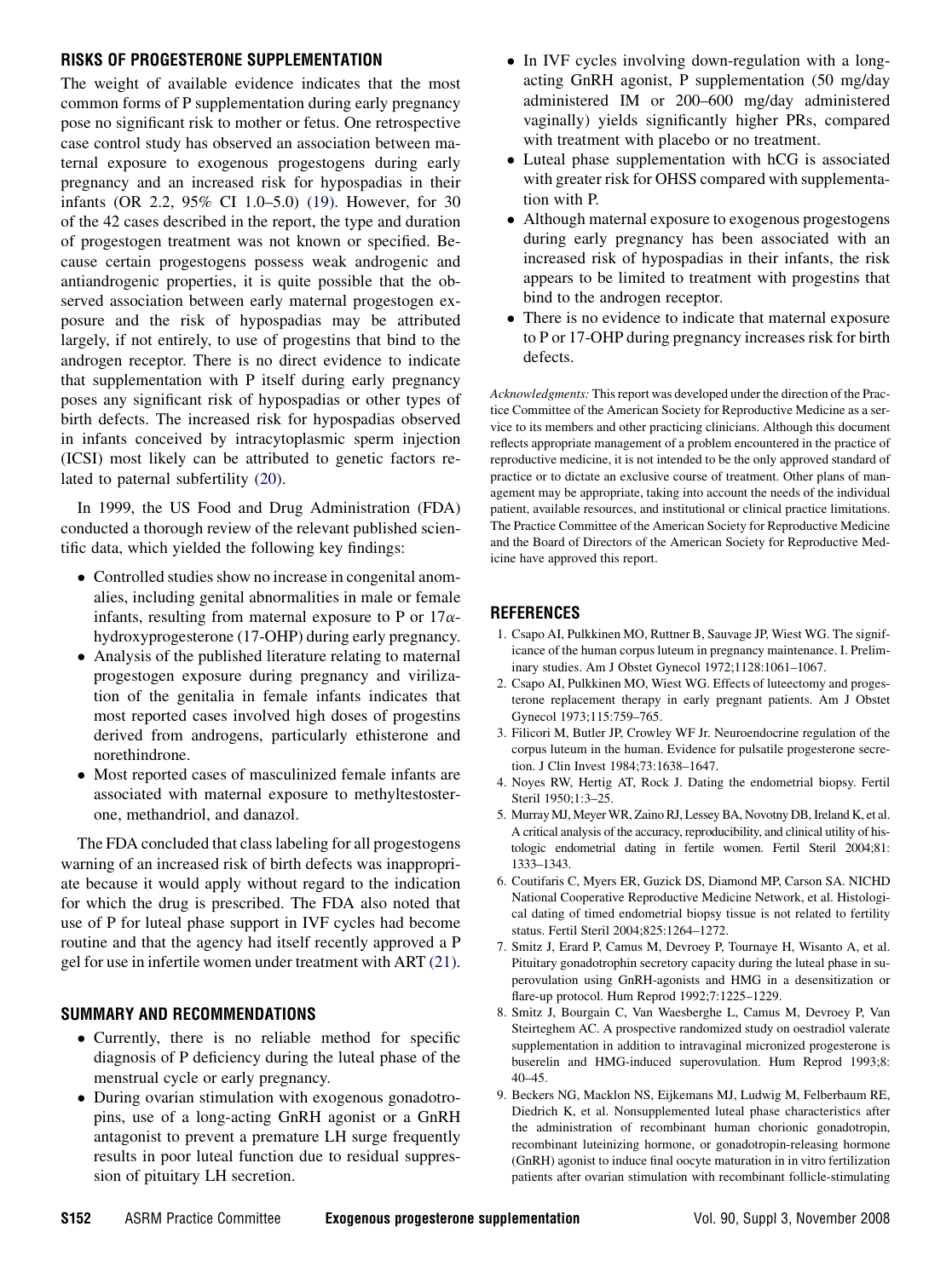## RISKS OF PROGESTERONE SUPPLEMENTATION

The weight of available evidence indicates that the most common forms of P supplementation during early pregnancy pose no significant risk to mother or fetus. One retrospective case control study has observed an association between maternal exposure to exogenous progestogens during early pregnancy and an increased risk for hypospadias in their infants (OR 2.2, 95% CI 1.0–5.0) (19). However, for 30 of the 42 cases described in the report, the type and duration of progestogen treatment was not known or specified. Because certain progestogens possess weak androgenic and antiandrogenic properties, it is quite possible that the observed association between early maternal progestogen exposure and the risk of hypospadias may be attributed largely, if not entirely, to use of progestins that bind to the androgen receptor. There is no direct evidence to indicate that supplementation with P itself during early pregnancy poses any significant risk of hypospadias or other types of birth defects. The increased risk for hypospadias observed in infants conceived by intracytoplasmic sperm injection (ICSI) most likely can be attributed to genetic factors related to paternal subfertility (20).

In 1999, the US Food and Drug Administration (FDA) conducted a thorough review of the relevant published scientific data, which yielded the following key findings:

- Controlled studies show no increase in congenital anomalies, including genital abnormalities in male or female infants, resulting from maternal exposure to P or 17α-hydroxyprogesterone (17-OHP) during early pregnancy.
- Analysis of the published literature relating to maternal progestogen exposure during pregnancy and virilization of the genitalia in female infants indicates that most reported cases involved high doses of progestins derived from androgens, particularly ethisterone and norethindrone.
- Most reported cases of masculinized female infants are associated with maternal exposure to methyltestosterone, methandriol, and danazol.

The FDA concluded that class labeling for all progestogens warning of an increased risk of birth defects was inappropriate because it would apply without regard to the indication for which the drug is prescribed. The FDA also noted that use of P for luteal phase support in IVF cycles had become routine and that the agency had itself recently approved a P gel for use in infertile women under treatment with ART (21).

## SUMMARY AND RECOMMENDATIONS

- Currently, there is no reliable method for specific diagnosis of P deficiency during the luteal phase of the menstrual cycle or early pregnancy.
- During ovarian stimulation with exogenous gonadotropins, use of a long-acting GnRH agonist or a GnRH antagonist to prevent a premature LH surge frequently results in poor luteal function due to residual suppression of pituitary LH secretion.
- In IVF cycles involving down-regulation with a long-acting GnRH agonist, P supplementation (50 mg/day administered IM or 200–600 mg/day administered vaginally) yields significantly higher PRs, compared with treatment with placebo or no treatment.
- Luteal phase supplementation with hCG is associated with greater risk for OHSS compared with supplementation with P.
- Although maternal exposure to exogenous progestogens during early pregnancy has been associated with an increased risk of hypospadias in their infants, the risk appears to be limited to treatment with progestins that bind to the androgen receptor.
- There is no evidence to indicate that maternal exposure to P or 17-OHP during pregnancy increases risk for birth defects.

*Acknowledgments:* This report was developed under the direction of the Practice Committee of the American Society for Reproductive Medicine as a service to its members and other practicing clinicians. Although this document reflects appropriate management of a problem encountered in the practice of reproductive medicine, it is not intended to be the only approved standard of practice or to dictate an exclusive course of treatment. Other plans of management may be appropriate, taking into account the needs of the individual patient, available resources, and institutional or clinical practice limitations. The Practice Committee of the American Society for Reproductive Medicine and the Board of Directors of the American Society for Reproductive Medicine have approved this report.

## REFERENCES

1. Csapo AI, Pulkkinen MO, Ruttner B, Sauvage JP, Wiest WG. The significance of the human corpus luteum in pregnancy maintenance. I. Preliminary studies. Am J Obstet Gynecol 1972;1128:1061–1067.
2. Csapo AI, Pulkkinen MO, Wiest WG. Effects of luteectomy and progesterone replacement therapy in early pregnant patients. Am J Obstet Gynecol 1973;115:759–765.
3. Filicori M, Butler JP, Crowley WF Jr. Neuroendocrine regulation of the corpus luteum in the human. Evidence for pulsatile progesterone secretion. J Clin Invest 1984;73:1638–1647.
4. Noyes RW, Hertig AT, Rock J. Dating the endometrial biopsy. Fertil Steril 1950;1:3–25.
5. Murray MJ, Meyer WR, Zaino RJ, Lessey BA, Novotny DB, Ireland K, et al. A critical analysis of the accuracy, reproducibility, and clinical utility of histologic endometrial dating in fertile women. Fertil Steril 2004;81:1333–1343.
6. Coutifaris C, Myers ER, Guzick DS, Diamond MP, Carson SA. NICHD National Cooperative Reproductive Medicine Network, et al. Histological dating of timed endometrial biopsy tissue is not related to fertility status. Fertil Steril 2004;825:1264–1272.
7. Smitz J, Erard P, Camus M, Devroey P, Tournaye H, Wisanto A, et al. Pituitary gonadotrophin secretory capacity during the luteal phase in superovulation using GnRH-agonists and HMG in a desensitization or flare-up protocol. Hum Reprod 1992;7:1225–1229.
8. Smitz J, Bourgain C, Van Waesberghe L, Camus M, Devroey P, Van Steirteghem AC. A prospective randomized study on oestradiol valerate supplementation in addition to intravaginal micronized progesterone is buserelin and HMG-induced superovulation. Hum Reprod 1993;8:40–45.
9. Beckers NG, Macklon NS, Eijkemans MJ, Ludwig M, Felberbaum RE, Diedrich K, et al. Nonsupplemented luteal phase characteristics after the administration of recombinant human chorionic gonadotropin, recombinant luteinizing hormone, or gonadotropin-releasing hormone (GnRH) agonist to induce final oocyte maturation in in vitro fertilization patients after ovarian stimulation with recombinant follicle-stimulating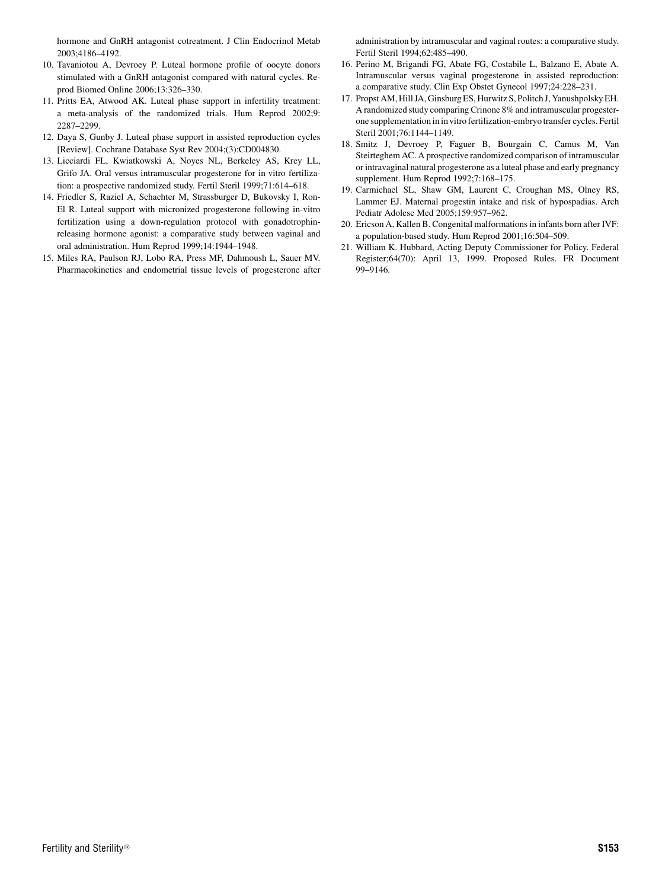hormone and GnRH antagonist cotreatment. J Clin Endocrinol Metab 2003;4186–4192.

10. Tavaniotou A, Devroey P. Luteal hormone profile of oocyte donors stimulated with a GnRH antagonist compared with natural cycles. Reprod Biomed Online 2006;13:326–330.
11. Pritts EA, Atwood AK. Luteal phase support in infertility treatment: a meta-analysis of the randomized trials. Hum Reprod 2002;9: 2287–2299.
12. Daya S, Gunby J. Luteal phase support in assisted reproduction cycles [Review]. Cochrane Database Syst Rev 2004;(3):CD004830.
13. Licciardi FL, Kwiatkowski A, Noyes NL, Berkeley AS, Krey LL, Grifo JA. Oral versus intramuscular progesterone for in vitro fertilization: a prospective randomized study. Fertil Steril 1999;71:614–618.
14. Friedler S, Raziel A, Schachter M, Strassburger D, Bukovsky I, Ron-El R. Luteal support with micronized progesterone following in-vitro fertilization using a down-regulation protocol with gonadotrophin-releasing hormone agonist: a comparative study between vaginal and oral administration. Hum Reprod 1999;14:1944–1948.
15. Miles RA, Paulson RJ, Lobo RA, Press MF, Dahmoush L, Sauer MV. Pharmacokinetics and endometrial tissue levels of progesterone after administration by intramuscular and vaginal routes: a comparative study. Fertil Steril 1994;62:485–490.
16. Perino M, Brigandi FG, Abate FG, Costabile L, Balzano E, Abate A. Intramuscular versus vaginal progesterone in assisted reproduction: a comparative study. Clin Exp Obstet Gynecol 1997;24:228–231.
17. Propst AM, Hill JA, Ginsburg ES, Hurwitz S, Politch J, Yanushpolsky EH. A randomized study comparing Crinone 8% and intramuscular progesterone supplementation in in vitro fertilization-embryo transfer cycles. Fertil Steril 2001;76:1144–1149.
18. Smitz J, Devroey P, Faguer B, Bourgain C, Camus M, Van Steirteghem AC. A prospective randomized comparison of intramuscular or intravaginal natural progesterone as a luteal phase and early pregnancy supplement. Hum Reprod 1992;7:168–175.
19. Carmichael SL, Shaw GM, Laurent C, Croughan MS, Olney RS, Lammer EJ. Maternal progestin intake and risk of hypospadias. Arch Pediatr Adolesc Med 2005;159:957–962.
20. Ericson A, Kallen B. Congenital malformations in infants born after IVF: a population-based study. Hum Reprod 2001;16:504–509.
21. William K. Hubbard, Acting Deputy Commissioner for Policy. Federal Register;64(70): April 13, 1999. Proposed Rules. FR Document 99–9146.